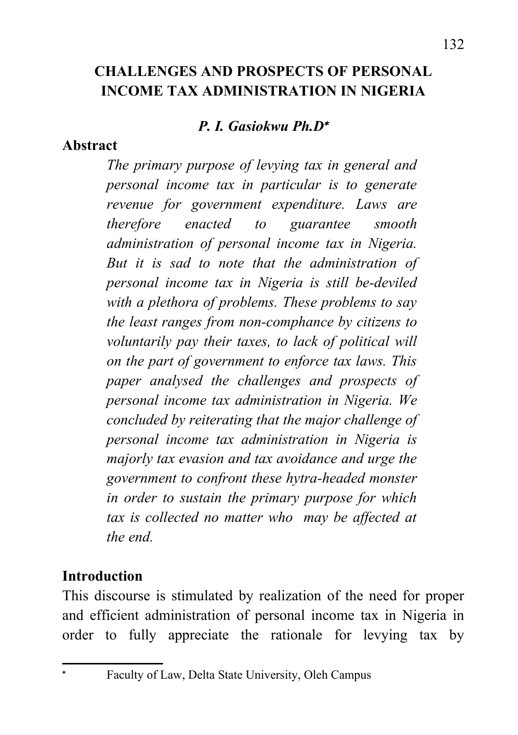# CHALLENGES AND PROSPECTS OF PERSONAL INCOME TAX ADMINISTRATION IN NIGERIA

***P. I. Gasiokwu Ph.D*** [*]

## Abstract

*The primary purpose of levying tax in general and personal income tax in particular is to generate revenue for government expenditure. Laws are therefore enacted to guarantee smooth administration of personal income tax in Nigeria. But it is sad to note that the administration of personal income tax in Nigeria is still be-deviled with a plethora of problems. These problems to say the least ranges from non-comphance by citizens to voluntarily pay their taxes, to lack of political will on the part of government to enforce tax laws. This paper analysed the challenges and prospects of personal income tax administration in Nigeria. We concluded by reiterating that the major challenge of personal income tax administration in Nigeria is majorly tax evasion and tax avoidance and urge the government to confront these hytra-headed monster in order to sustain the primary purpose for which tax is collected no matter who may be affected at the end.*

## Introduction

This discourse is stimulated by realization of the need for proper and efficient administration of personal income tax in Nigeria in order to fully appreciate the rationale for levying tax by

---

[*] Faculty of Law, Delta State University, Oleh Campus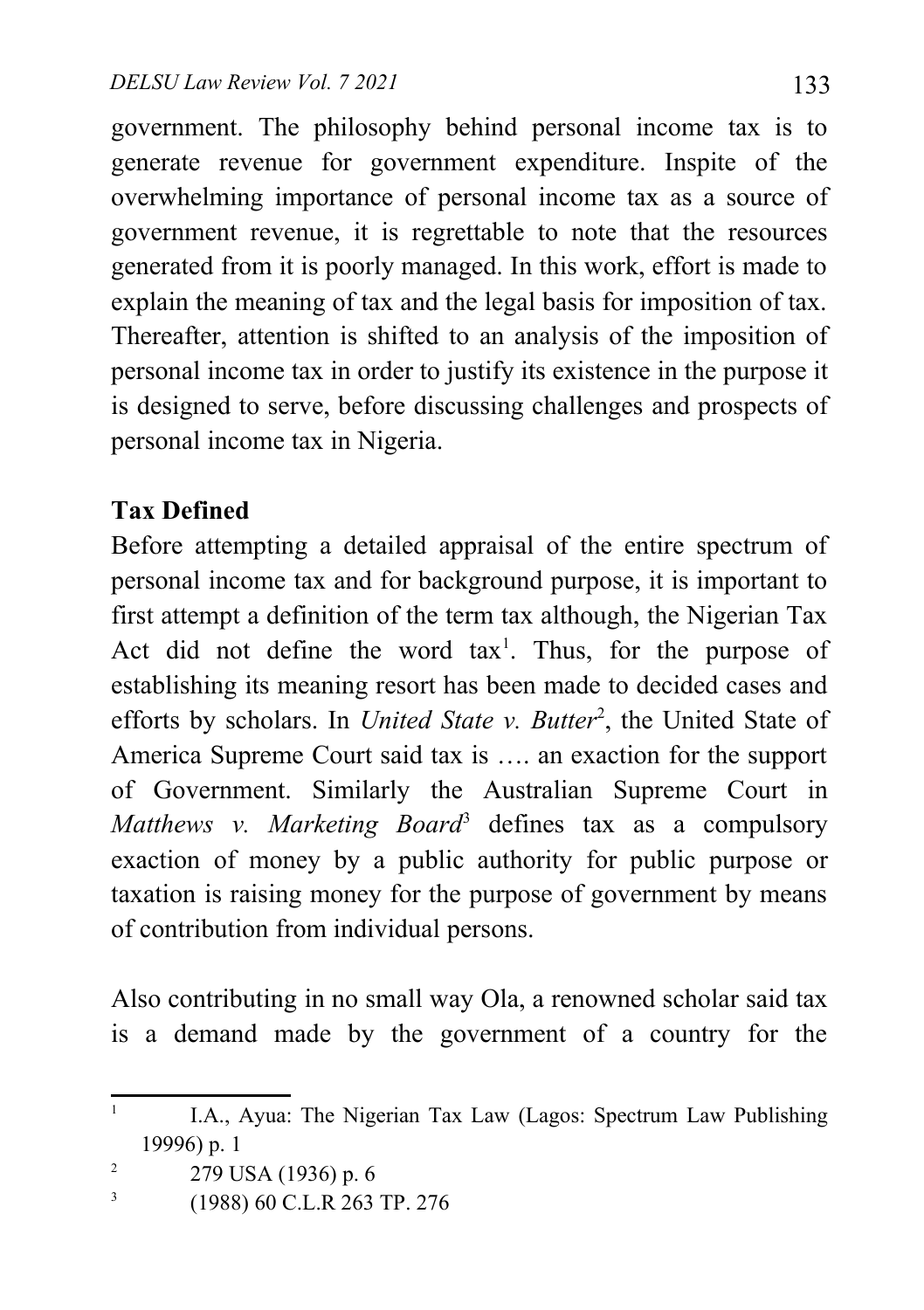government. The philosophy behind personal income tax is to generate revenue for government expenditure. Inspite of the overwhelming importance of personal income tax as a source of government revenue, it is regrettable to note that the resources generated from it is poorly managed. In this work, effort is made to explain the meaning of tax and the legal basis for imposition of tax. Thereafter, attention is shifted to an analysis of the imposition of personal income tax in order to justify its existence in the purpose it is designed to serve, before discussing challenges and prospects of personal income tax in Nigeria.

**Tax Defined**

Before attempting a detailed appraisal of the entire spectrum of personal income tax and for background purpose, it is important to first attempt a definition of the term tax although, the Nigerian Tax Act did not define the word tax[1]. Thus, for the purpose of establishing its meaning resort has been made to decided cases and efforts by scholars. In *United State v. Butter*[2], the United State of America Supreme Court said tax is …. an exaction for the support of Government. Similarly the Australian Supreme Court in *Matthews v. Marketing Board*[3] defines tax as a compulsory exaction of money by a public authority for public purpose or taxation is raising money for the purpose of government by means of contribution from individual persons.

Also contributing in no small way Ola, a renowned scholar said tax is a demand made by the government of a country for the

---

[1] I.A., Ayua: The Nigerian Tax Law (Lagos: Spectrum Law Publishing 19996) p. 1

[2] 279 USA (1936) p. 6

[3] (1988) 60 C.L.R 263 TP. 276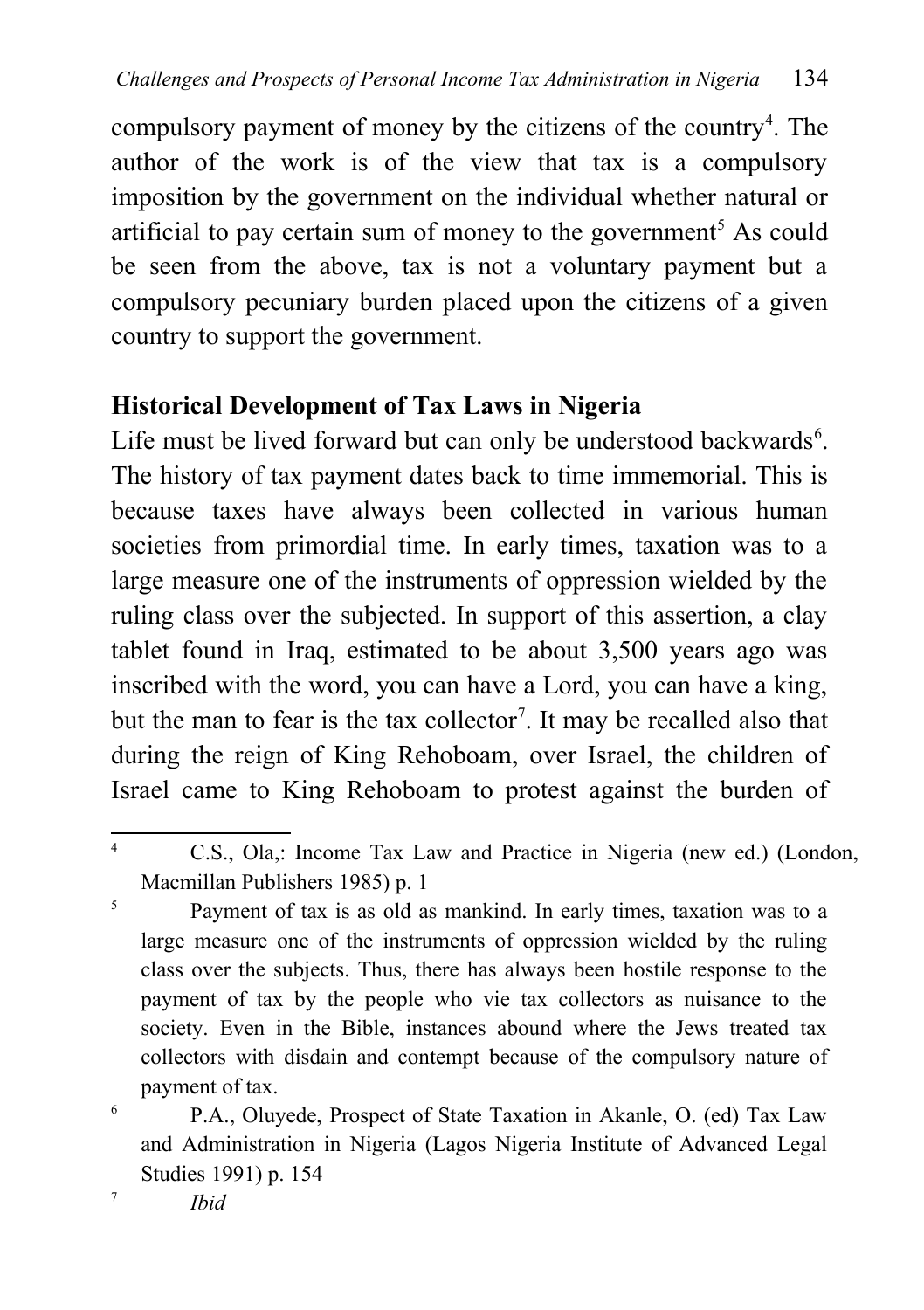compulsory payment of money by the citizens of the country[4]. The author of the work is of the view that tax is a compulsory imposition by the government on the individual whether natural or artificial to pay certain sum of money to the government[5] As could be seen from the above, tax is not a voluntary payment but a compulsory pecuniary burden placed upon the citizens of a given country to support the government.

## Historical Development of Tax Laws in Nigeria

Life must be lived forward but can only be understood backwards[6]. The history of tax payment dates back to time immemorial. This is because taxes have always been collected in various human societies from primordial time. In early times, taxation was to a large measure one of the instruments of oppression wielded by the ruling class over the subjected. In support of this assertion, a clay tablet found in Iraq, estimated to be about 3,500 years ago was inscribed with the word, you can have a Lord, you can have a king, but the man to fear is the tax collector[7]. It may be recalled also that during the reign of King Rehoboam, over Israel, the children of Israel came to King Rehoboam to protest against the burden of

---

[4] C.S., Ola,: Income Tax Law and Practice in Nigeria (new ed.) (London, Macmillan Publishers 1985) p. 1

[5] Payment of tax is as old as mankind. In early times, taxation was to a large measure one of the instruments of oppression wielded by the ruling class over the subjects. Thus, there has always been hostile response to the payment of tax by the people who vie tax collectors as nuisance to the society. Even in the Bible, instances abound where the Jews treated tax collectors with disdain and contempt because of the compulsory nature of payment of tax.

[6] P.A., Oluyede, Prospect of State Taxation in Akanle, O. (ed) Tax Law and Administration in Nigeria (Lagos Nigeria Institute of Advanced Legal Studies 1991) p. 154

[7] *Ibid*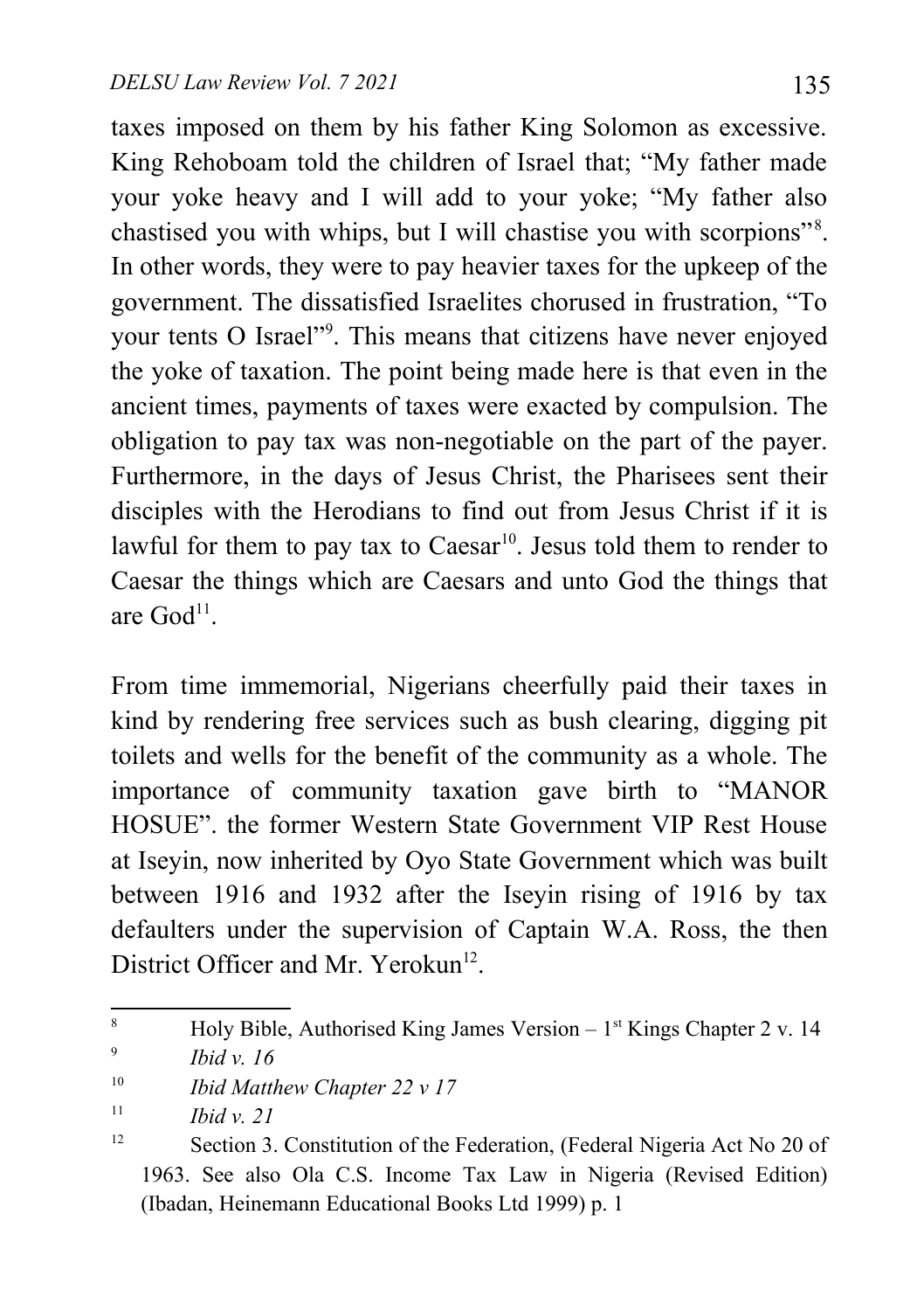taxes imposed on them by his father King Solomon as excessive. King Rehoboam told the children of Israel that; "My father made your yoke heavy and I will add to your yoke; "My father also chastised you with whips, but I will chastise you with scorpions"[8]. In other words, they were to pay heavier taxes for the upkeep of the government. The dissatisfied Israelites chorused in frustration, "To your tents O Israel"[9]. This means that citizens have never enjoyed the yoke of taxation. The point being made here is that even in the ancient times, payments of taxes were exacted by compulsion. The obligation to pay tax was non-negotiable on the part of the payer. Furthermore, in the days of Jesus Christ, the Pharisees sent their disciples with the Herodians to find out from Jesus Christ if it is lawful for them to pay tax to Caesar[10]. Jesus told them to render to Caesar the things which are Caesars and unto God the things that are God[11].

From time immemorial, Nigerians cheerfully paid their taxes in kind by rendering free services such as bush clearing, digging pit toilets and wells for the benefit of the community as a whole. The importance of community taxation gave birth to "MANOR HOSUE". the former Western State Government VIP Rest House at Iseyin, now inherited by Oyo State Government which was built between 1916 and 1932 after the Iseyin rising of 1916 by tax defaulters under the supervision of Captain W.A. Ross, the then District Officer and Mr. Yerokun[12].

---

[8] Holy Bible, Authorised King James Version – 1st Kings Chapter 2 v. 14

[9] *Ibid v. 16*

[10] *Ibid Matthew Chapter 22 v 17*

[11] *Ibid v. 21*

[12] Section 3. Constitution of the Federation, (Federal Nigeria Act No 20 of 1963. See also Ola C.S. Income Tax Law in Nigeria (Revised Edition) (Ibadan, Heinemann Educational Books Ltd 1999) p. 1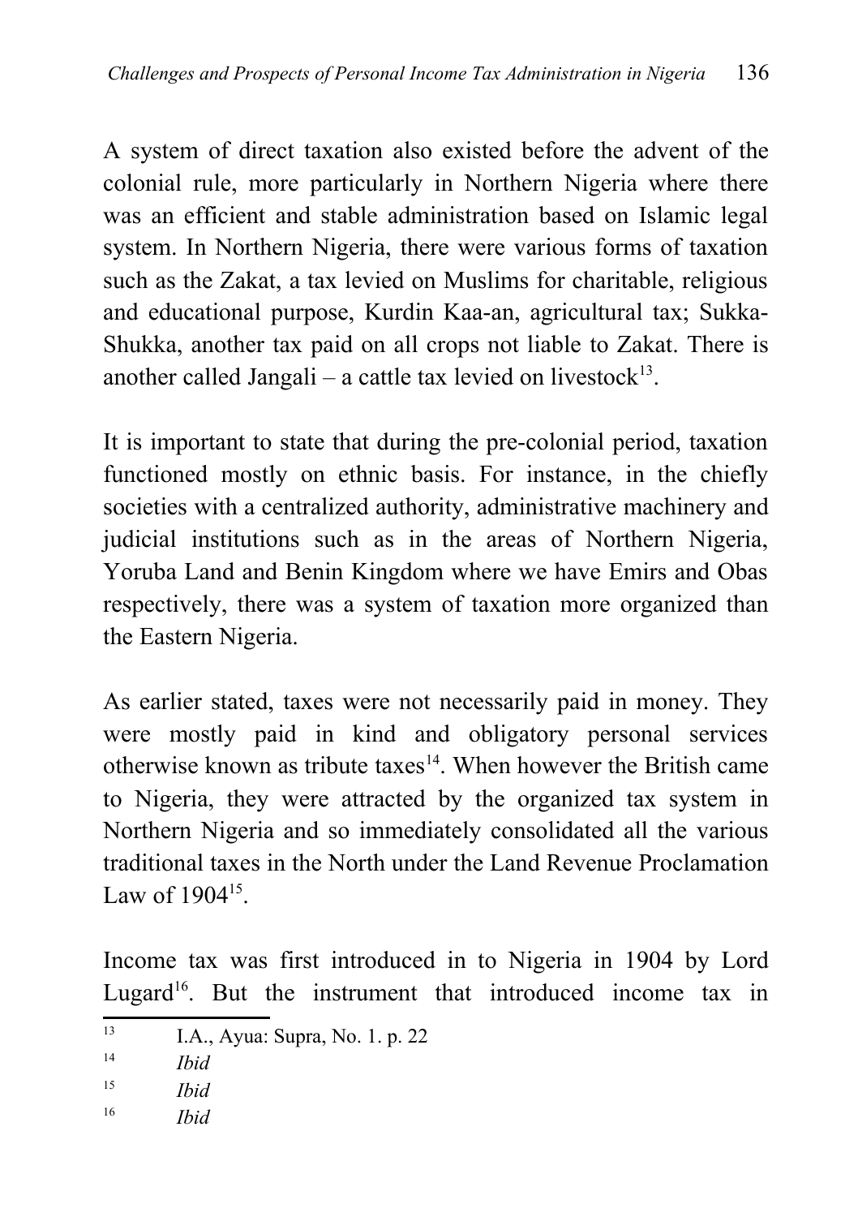A system of direct taxation also existed before the advent of the colonial rule, more particularly in Northern Nigeria where there was an efficient and stable administration based on Islamic legal system. In Northern Nigeria, there were various forms of taxation such as the Zakat, a tax levied on Muslims for charitable, religious and educational purpose, Kurdin Kaa-an, agricultural tax; Sukka-Shukka, another tax paid on all crops not liable to Zakat. There is another called Jangali – a cattle tax levied on livestock[13].

It is important to state that during the pre-colonial period, taxation functioned mostly on ethnic basis. For instance, in the chiefly societies with a centralized authority, administrative machinery and judicial institutions such as in the areas of Northern Nigeria, Yoruba Land and Benin Kingdom where we have Emirs and Obas respectively, there was a system of taxation more organized than the Eastern Nigeria.

As earlier stated, taxes were not necessarily paid in money. They were mostly paid in kind and obligatory personal services otherwise known as tribute taxes[14]. When however the British came to Nigeria, they were attracted by the organized tax system in Northern Nigeria and so immediately consolidated all the various traditional taxes in the North under the Land Revenue Proclamation Law of 1904[15].

Income tax was first introduced in to Nigeria in 1904 by Lord Lugard[16]. But the instrument that introduced income tax in

---

[13] I.A., Ayua: Supra, No. 1. p. 22

[14] *Ibid*

[15] *Ibid*

[16] *Ibid*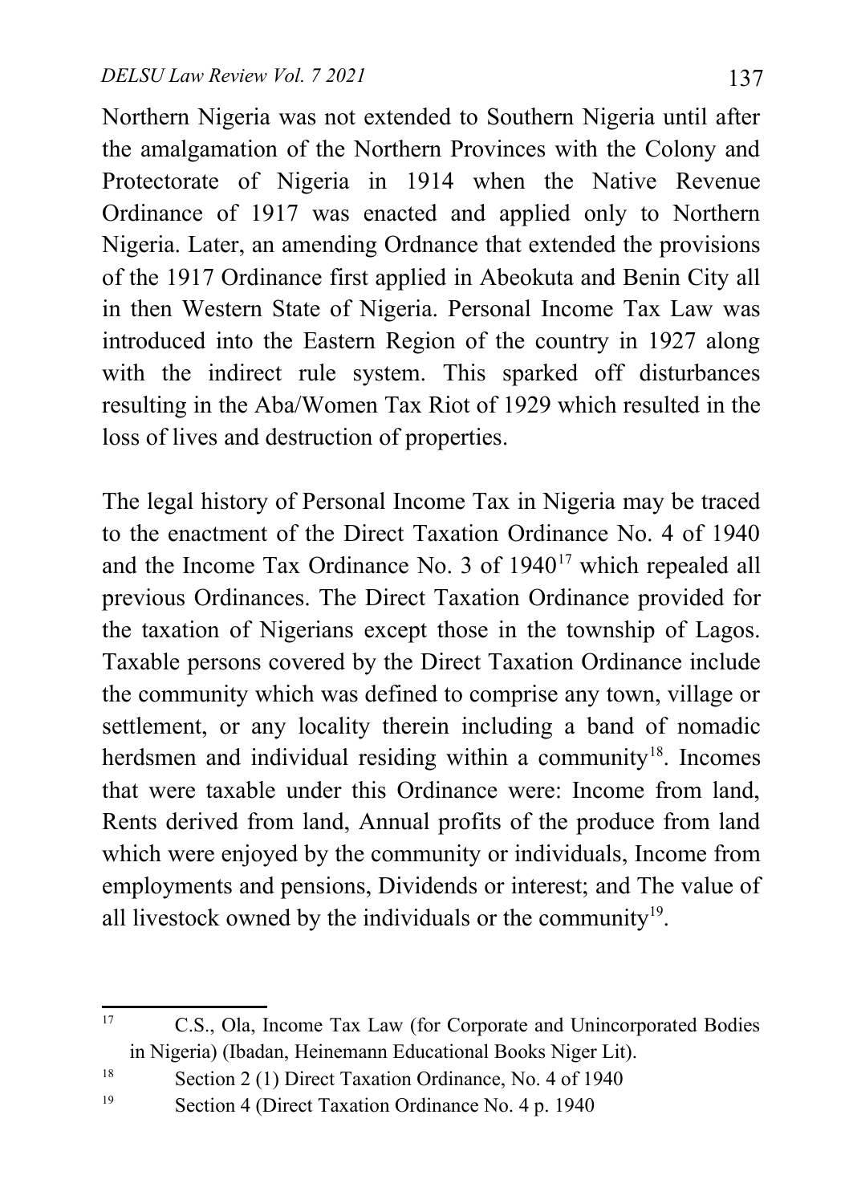Northern Nigeria was not extended to Southern Nigeria until after the amalgamation of the Northern Provinces with the Colony and Protectorate of Nigeria in 1914 when the Native Revenue Ordinance of 1917 was enacted and applied only to Northern Nigeria. Later, an amending Ordnance that extended the provisions of the 1917 Ordinance first applied in Abeokuta and Benin City all in then Western State of Nigeria. Personal Income Tax Law was introduced into the Eastern Region of the country in 1927 along with the indirect rule system. This sparked off disturbances resulting in the Aba/Women Tax Riot of 1929 which resulted in the loss of lives and destruction of properties.

The legal history of Personal Income Tax in Nigeria may be traced to the enactment of the Direct Taxation Ordinance No. 4 of 1940 and the Income Tax Ordinance No. 3 of 1940[17] which repealed all previous Ordinances. The Direct Taxation Ordinance provided for the taxation of Nigerians except those in the township of Lagos. Taxable persons covered by the Direct Taxation Ordinance include the community which was defined to comprise any town, village or settlement, or any locality therein including a band of nomadic herdsmen and individual residing within a community[18]. Incomes that were taxable under this Ordinance were: Income from land, Rents derived from land, Annual profits of the produce from land which were enjoyed by the community or individuals, Income from employments and pensions, Dividends or interest; and The value of all livestock owned by the individuals or the community[19].

---

[17] C.S., Ola, Income Tax Law (for Corporate and Unincorporated Bodies in Nigeria) (Ibadan, Heinemann Educational Books Niger Lit).

[18] Section 2 (1) Direct Taxation Ordinance, No. 4 of 1940

[19] Section 4 (Direct Taxation Ordinance No. 4 p. 1940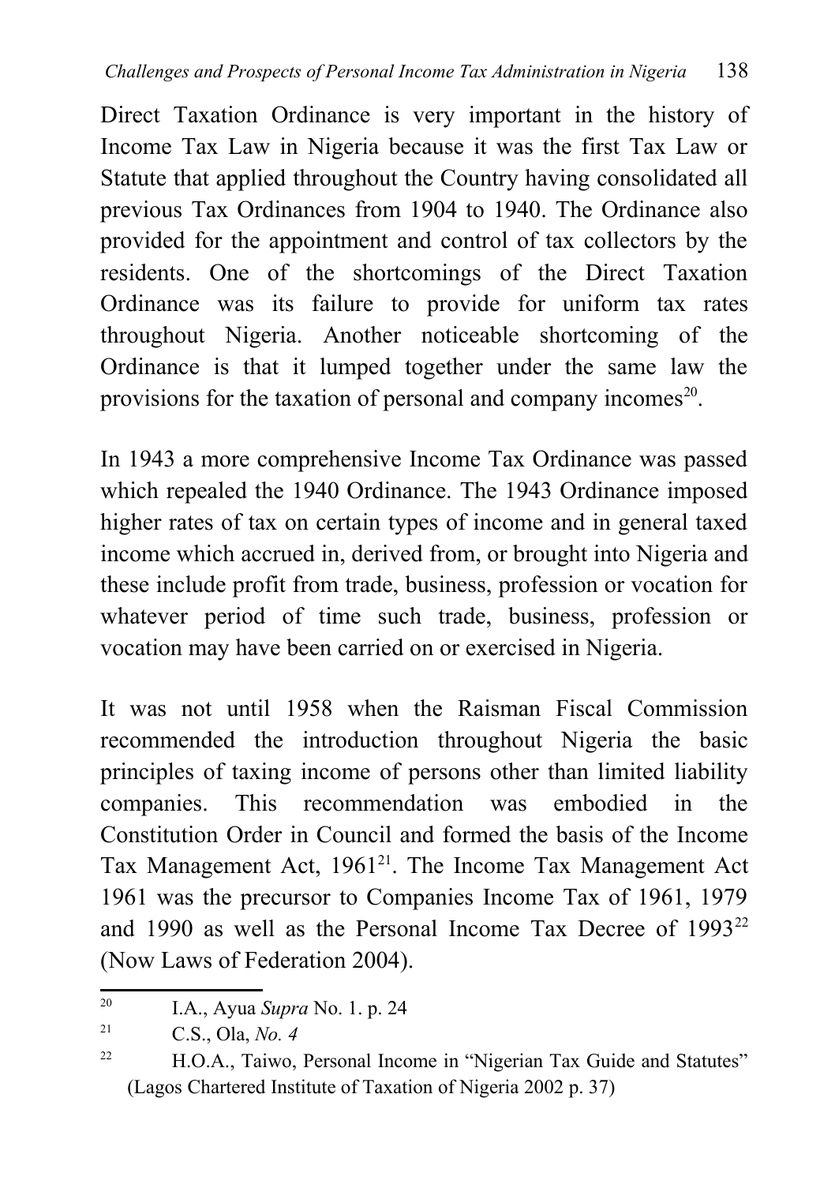Direct Taxation Ordinance is very important in the history of Income Tax Law in Nigeria because it was the first Tax Law or Statute that applied throughout the Country having consolidated all previous Tax Ordinances from 1904 to 1940. The Ordinance also provided for the appointment and control of tax collectors by the residents. One of the shortcomings of the Direct Taxation Ordinance was its failure to provide for uniform tax rates throughout Nigeria. Another noticeable shortcoming of the Ordinance is that it lumped together under the same law the provisions for the taxation of personal and company incomes[20].

In 1943 a more comprehensive Income Tax Ordinance was passed which repealed the 1940 Ordinance. The 1943 Ordinance imposed higher rates of tax on certain types of income and in general taxed income which accrued in, derived from, or brought into Nigeria and these include profit from trade, business, profession or vocation for whatever period of time such trade, business, profession or vocation may have been carried on or exercised in Nigeria.

It was not until 1958 when the Raisman Fiscal Commission recommended the introduction throughout Nigeria the basic principles of taxing income of persons other than limited liability companies. This recommendation was embodied in the Constitution Order in Council and formed the basis of the Income Tax Management Act, 1961[21]. The Income Tax Management Act 1961 was the precursor to Companies Income Tax of 1961, 1979 and 1990 as well as the Personal Income Tax Decree of 1993[22] (Now Laws of Federation 2004).

---

[20] I.A., Ayua *Supra* No. 1. p. 24

[21] C.S., Ola, *No. 4*

[22] H.O.A., Taiwo, Personal Income in "Nigerian Tax Guide and Statutes" (Lagos Chartered Institute of Taxation of Nigeria 2002 p. 37)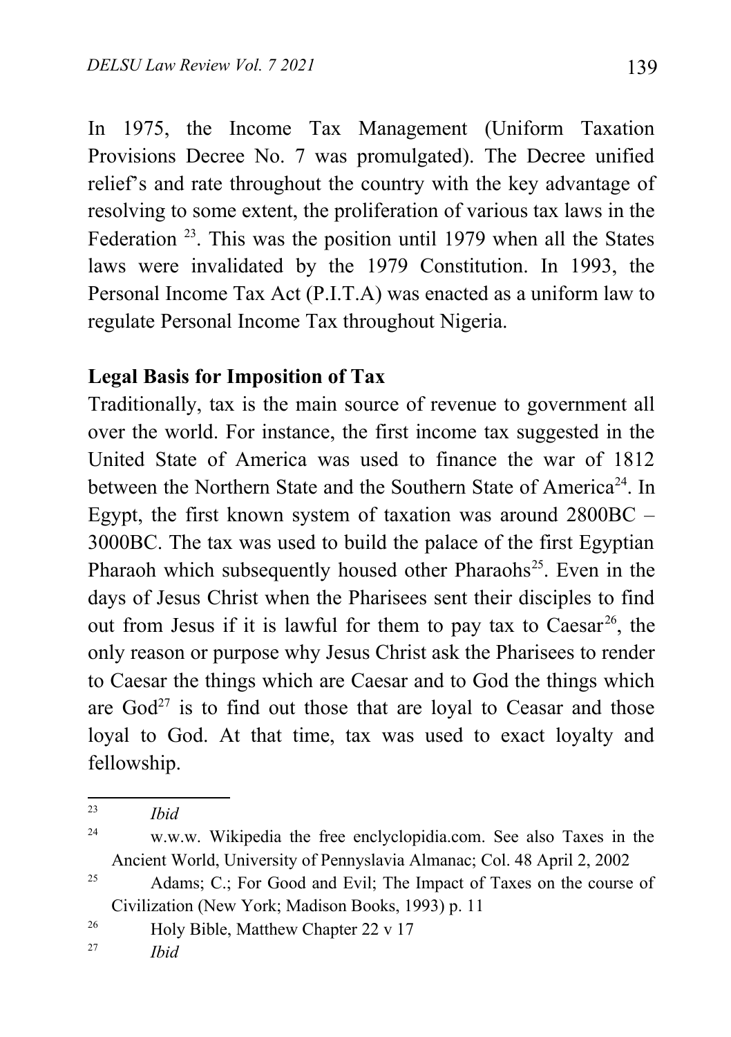In 1975, the Income Tax Management (Uniform Taxation Provisions Decree No. 7 was promulgated). The Decree unified relief's and rate throughout the country with the key advantage of resolving to some extent, the proliferation of various tax laws in the Federation [23]. This was the position until 1979 when all the States laws were invalidated by the 1979 Constitution. In 1993, the Personal Income Tax Act (P.I.T.A) was enacted as a uniform law to regulate Personal Income Tax throughout Nigeria.

**Legal Basis for Imposition of Tax**

Traditionally, tax is the main source of revenue to government all over the world. For instance, the first income tax suggested in the United State of America was used to finance the war of 1812 between the Northern State and the Southern State of America[24]. In Egypt, the first known system of taxation was around 2800BC – 3000BC. The tax was used to build the palace of the first Egyptian Pharaoh which subsequently housed other Pharaohs[25]. Even in the days of Jesus Christ when the Pharisees sent their disciples to find out from Jesus if it is lawful for them to pay tax to Caesar[26], the only reason or purpose why Jesus Christ ask the Pharisees to render to Caesar the things which are Caesar and to God the things which are God[27] is to find out those that are loyal to Ceasar and those loyal to God. At that time, tax was used to exact loyalty and fellowship.

---

[23] *Ibid*

[24] w.w.w. Wikipedia the free enclyclopidia.com. See also Taxes in the Ancient World, University of Pennyslavia Almanac; Col. 48 April 2, 2002

[25] Adams; C.; For Good and Evil; The Impact of Taxes on the course of Civilization (New York; Madison Books, 1993) p. 11

[26] Holy Bible, Matthew Chapter 22 v 17

[27] *Ibid*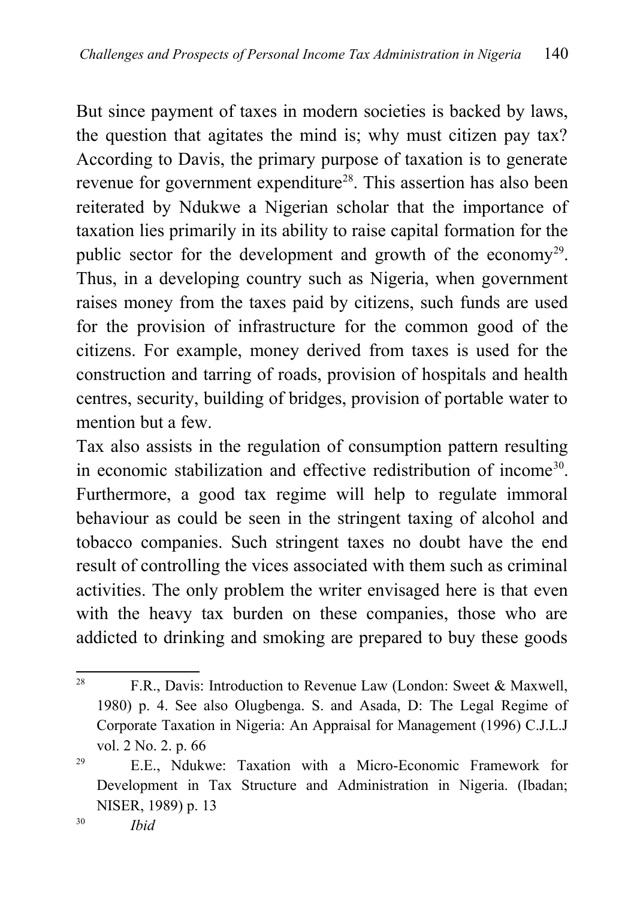But since payment of taxes in modern societies is backed by laws, the question that agitates the mind is; why must citizen pay tax? According to Davis, the primary purpose of taxation is to generate revenue for government expenditure[28]. This assertion has also been reiterated by Ndukwe a Nigerian scholar that the importance of taxation lies primarily in its ability to raise capital formation for the public sector for the development and growth of the economy[29]. Thus, in a developing country such as Nigeria, when government raises money from the taxes paid by citizens, such funds are used for the provision of infrastructure for the common good of the citizens. For example, money derived from taxes is used for the construction and tarring of roads, provision of hospitals and health centres, security, building of bridges, provision of portable water to mention but a few.

Tax also assists in the regulation of consumption pattern resulting in economic stabilization and effective redistribution of income[30]. Furthermore, a good tax regime will help to regulate immoral behaviour as could be seen in the stringent taxing of alcohol and tobacco companies. Such stringent taxes no doubt have the end result of controlling the vices associated with them such as criminal activities. The only problem the writer envisaged here is that even with the heavy tax burden on these companies, those who are addicted to drinking and smoking are prepared to buy these goods

---

[28] F.R., Davis: Introduction to Revenue Law (London: Sweet & Maxwell, 1980) p. 4. See also Olugbenga. S. and Asada, D: The Legal Regime of Corporate Taxation in Nigeria: An Appraisal for Management (1996) C.J.L.J vol. 2 No. 2. p. 66

[29] E.E., Ndukwe: Taxation with a Micro-Economic Framework for Development in Tax Structure and Administration in Nigeria. (Ibadan; NISER, 1989) p. 13

[30] *Ibid*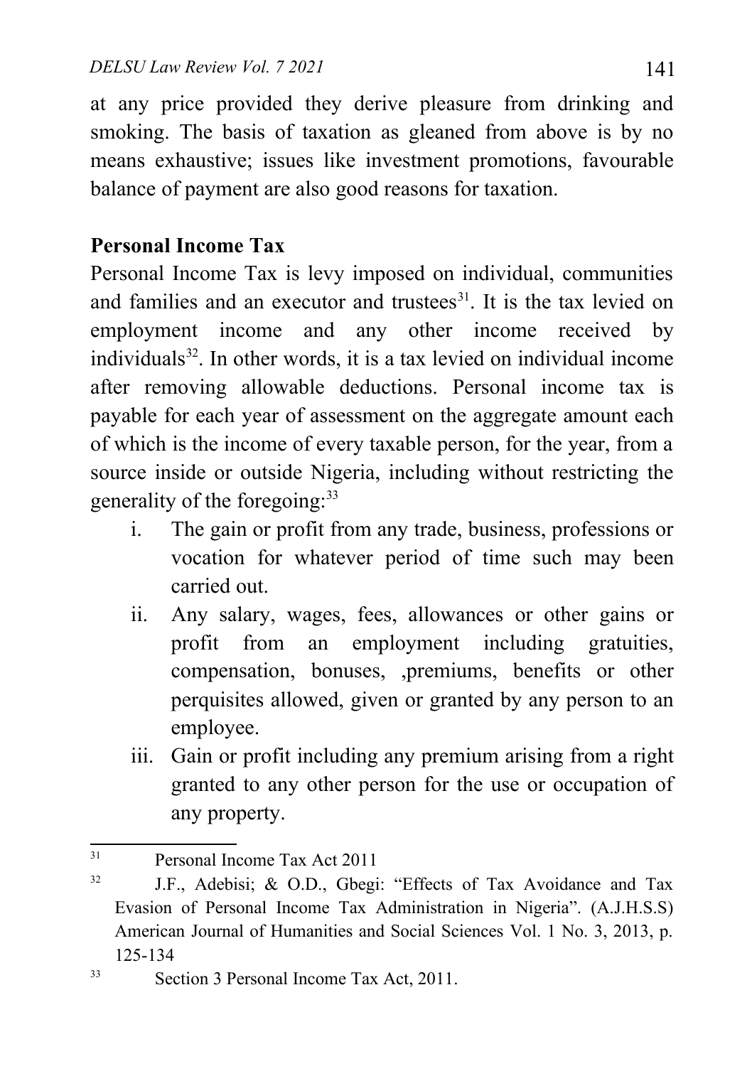at any price provided they derive pleasure from drinking and smoking. The basis of taxation as gleaned from above is by no means exhaustive; issues like investment promotions, favourable balance of payment are also good reasons for taxation.

## Personal Income Tax

Personal Income Tax is levy imposed on individual, communities and families and an executor and trustees[31]. It is the tax levied on employment income and any other income received by individuals[32]. In other words, it is a tax levied on individual income after removing allowable deductions. Personal income tax is payable for each year of assessment on the aggregate amount each of which is the income of every taxable person, for the year, from a source inside or outside Nigeria, including without restricting the generality of the foregoing:[33]

i. The gain or profit from any trade, business, professions or vocation for whatever period of time such may been carried out.
ii. Any salary, wages, fees, allowances or other gains or profit from an employment including gratuities, compensation, bonuses, ,premiums, benefits or other perquisites allowed, given or granted by any person to an employee.
iii. Gain or profit including any premium arising from a right granted to any other person for the use or occupation of any property.

---

[31] Personal Income Tax Act 2011

[32] J.F., Adebisi; & O.D., Gbegi: "Effects of Tax Avoidance and Tax Evasion of Personal Income Tax Administration in Nigeria". (A.J.H.S.S) American Journal of Humanities and Social Sciences Vol. 1 No. 3, 2013, p. 125-134

[33] Section 3 Personal Income Tax Act, 2011.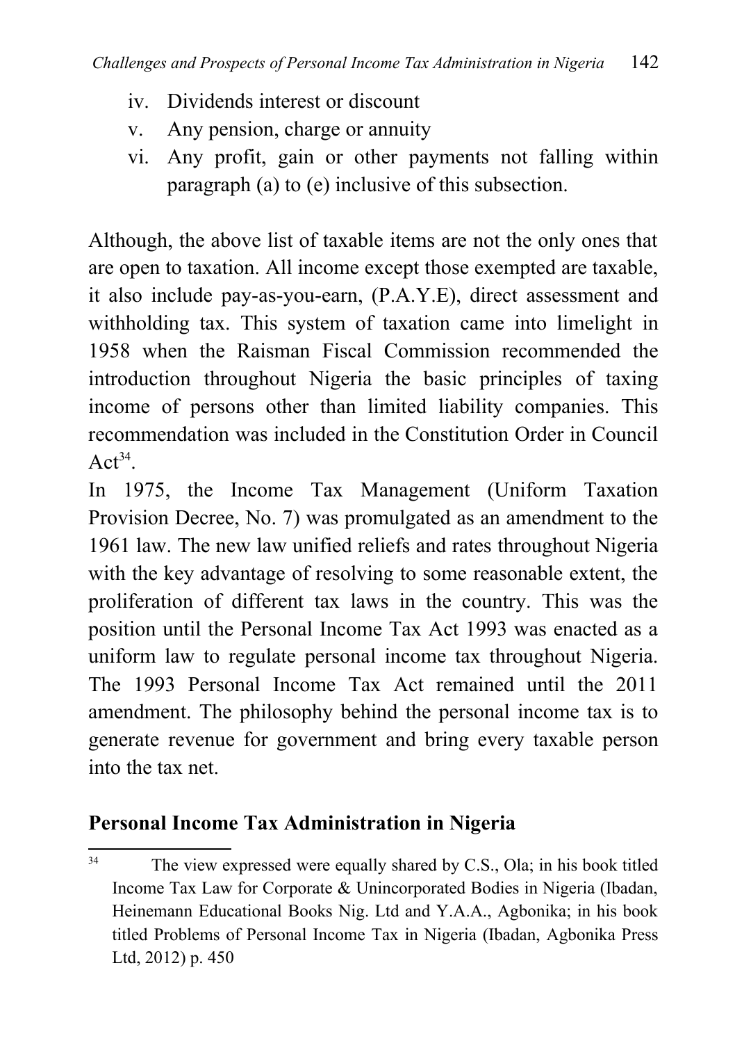iv. Dividends interest or discount
v. Any pension, charge or annuity
vi. Any profit, gain or other payments not falling within paragraph (a) to (e) inclusive of this subsection.

Although, the above list of taxable items are not the only ones that are open to taxation. All income except those exempted are taxable, it also include pay-as-you-earn, (P.A.Y.E), direct assessment and withholding tax. This system of taxation came into limelight in 1958 when the Raisman Fiscal Commission recommended the introduction throughout Nigeria the basic principles of taxing income of persons other than limited liability companies. This recommendation was included in the Constitution Order in Council Act[34].

In 1975, the Income Tax Management (Uniform Taxation Provision Decree, No. 7) was promulgated as an amendment to the 1961 law. The new law unified reliefs and rates throughout Nigeria with the key advantage of resolving to some reasonable extent, the proliferation of different tax laws in the country. This was the position until the Personal Income Tax Act 1993 was enacted as a uniform law to regulate personal income tax throughout Nigeria. The 1993 Personal Income Tax Act remained until the 2011 amendment. The philosophy behind the personal income tax is to generate revenue for government and bring every taxable person into the tax net.

## Personal Income Tax Administration in Nigeria

[34] The view expressed were equally shared by C.S., Ola; in his book titled Income Tax Law for Corporate & Unincorporated Bodies in Nigeria (Ibadan, Heinemann Educational Books Nig. Ltd and Y.A.A., Agbonika; in his book titled Problems of Personal Income Tax in Nigeria (Ibadan, Agbonika Press Ltd, 2012) p. 450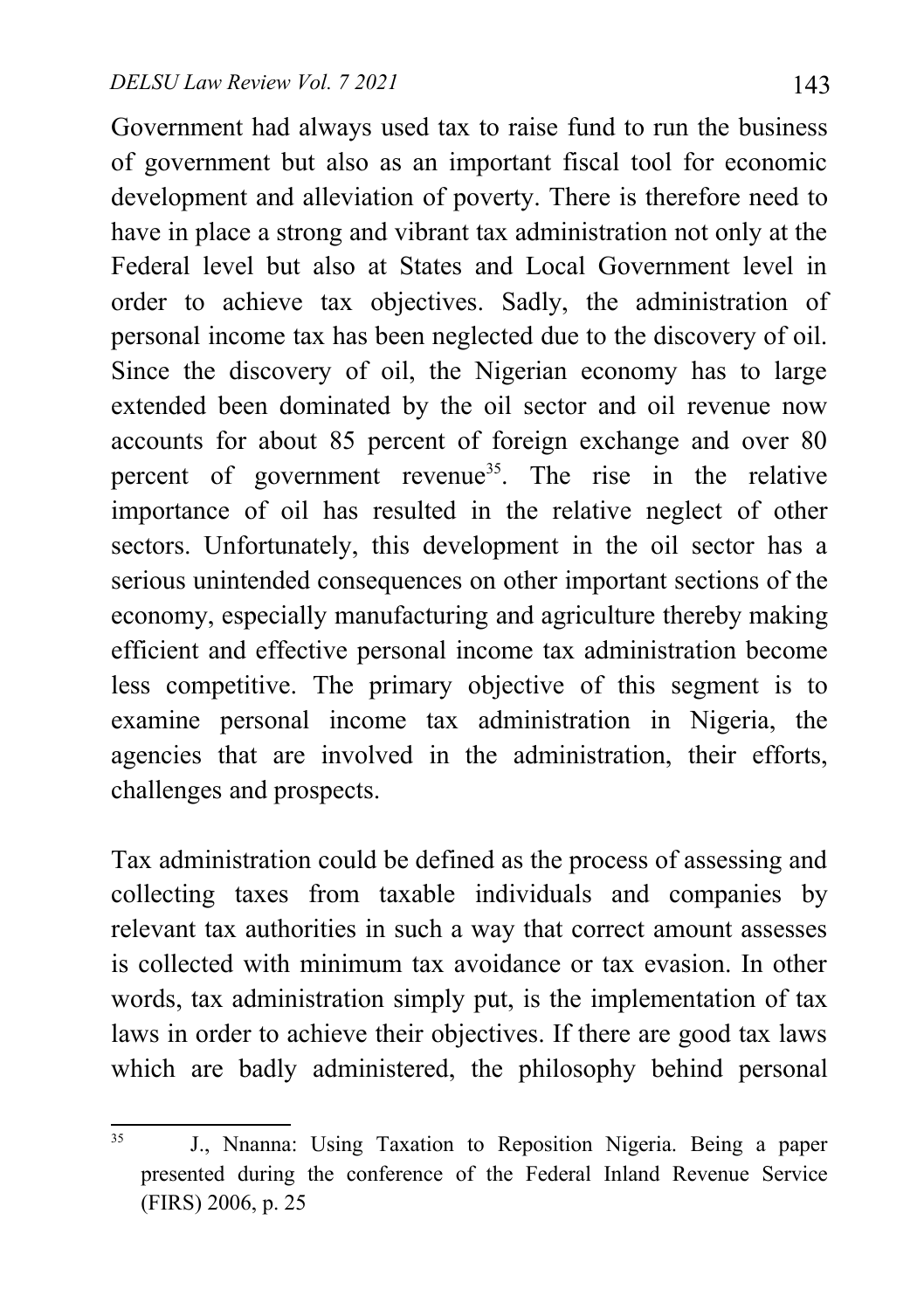Government had always used tax to raise fund to run the business of government but also as an important fiscal tool for economic development and alleviation of poverty. There is therefore need to have in place a strong and vibrant tax administration not only at the Federal level but also at States and Local Government level in order to achieve tax objectives. Sadly, the administration of personal income tax has been neglected due to the discovery of oil. Since the discovery of oil, the Nigerian economy has to large extended been dominated by the oil sector and oil revenue now accounts for about 85 percent of foreign exchange and over 80 percent of government revenue[35]. The rise in the relative importance of oil has resulted in the relative neglect of other sectors. Unfortunately, this development in the oil sector has a serious unintended consequences on other important sections of the economy, especially manufacturing and agriculture thereby making efficient and effective personal income tax administration become less competitive. The primary objective of this segment is to examine personal income tax administration in Nigeria, the agencies that are involved in the administration, their efforts, challenges and prospects.

Tax administration could be defined as the process of assessing and collecting taxes from taxable individuals and companies by relevant tax authorities in such a way that correct amount assesses is collected with minimum tax avoidance or tax evasion. In other words, tax administration simply put, is the implementation of tax laws in order to achieve their objectives. If there are good tax laws which are badly administered, the philosophy behind personal

---

[35] J., Nnanna: Using Taxation to Reposition Nigeria. Being a paper presented during the conference of the Federal Inland Revenue Service (FIRS) 2006, p. 25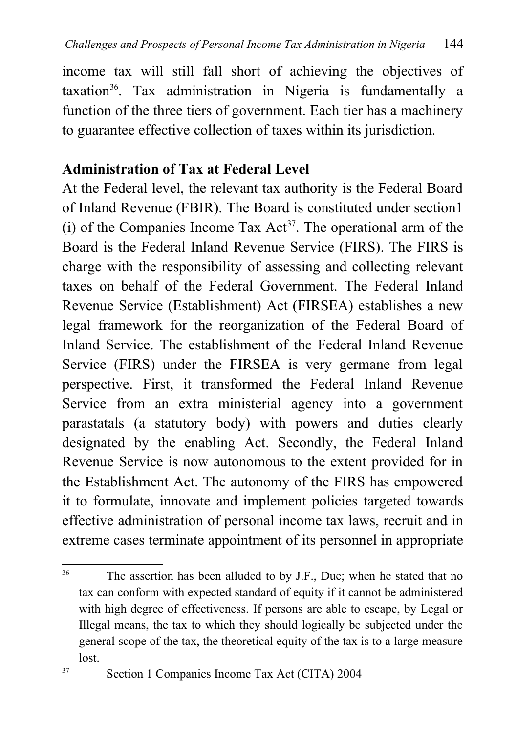income tax will still fall short of achieving the objectives of taxation[36]. Tax administration in Nigeria is fundamentally a function of the three tiers of government. Each tier has a machinery to guarantee effective collection of taxes within its jurisdiction.

**Administration of Tax at Federal Level**

At the Federal level, the relevant tax authority is the Federal Board of Inland Revenue (FBIR). The Board is constituted under section1 (i) of the Companies Income Tax Act[37]. The operational arm of the Board is the Federal Inland Revenue Service (FIRS). The FIRS is charge with the responsibility of assessing and collecting relevant taxes on behalf of the Federal Government. The Federal Inland Revenue Service (Establishment) Act (FIRSEA) establishes a new legal framework for the reorganization of the Federal Board of Inland Service. The establishment of the Federal Inland Revenue Service (FIRS) under the FIRSEA is very germane from legal perspective. First, it transformed the Federal Inland Revenue Service from an extra ministerial agency into a government parastatals (a statutory body) with powers and duties clearly designated by the enabling Act. Secondly, the Federal Inland Revenue Service is now autonomous to the extent provided for in the Establishment Act. The autonomy of the FIRS has empowered it to formulate, innovate and implement policies targeted towards effective administration of personal income tax laws, recruit and in extreme cases terminate appointment of its personnel in appropriate

---

[36] The assertion has been alluded to by J.F., Due; when he stated that no tax can conform with expected standard of equity if it cannot be administered with high degree of effectiveness. If persons are able to escape, by Legal or Illegal means, the tax to which they should logically be subjected under the general scope of the tax, the theoretical equity of the tax is to a large measure lost.

[37] Section 1 Companies Income Tax Act (CITA) 2004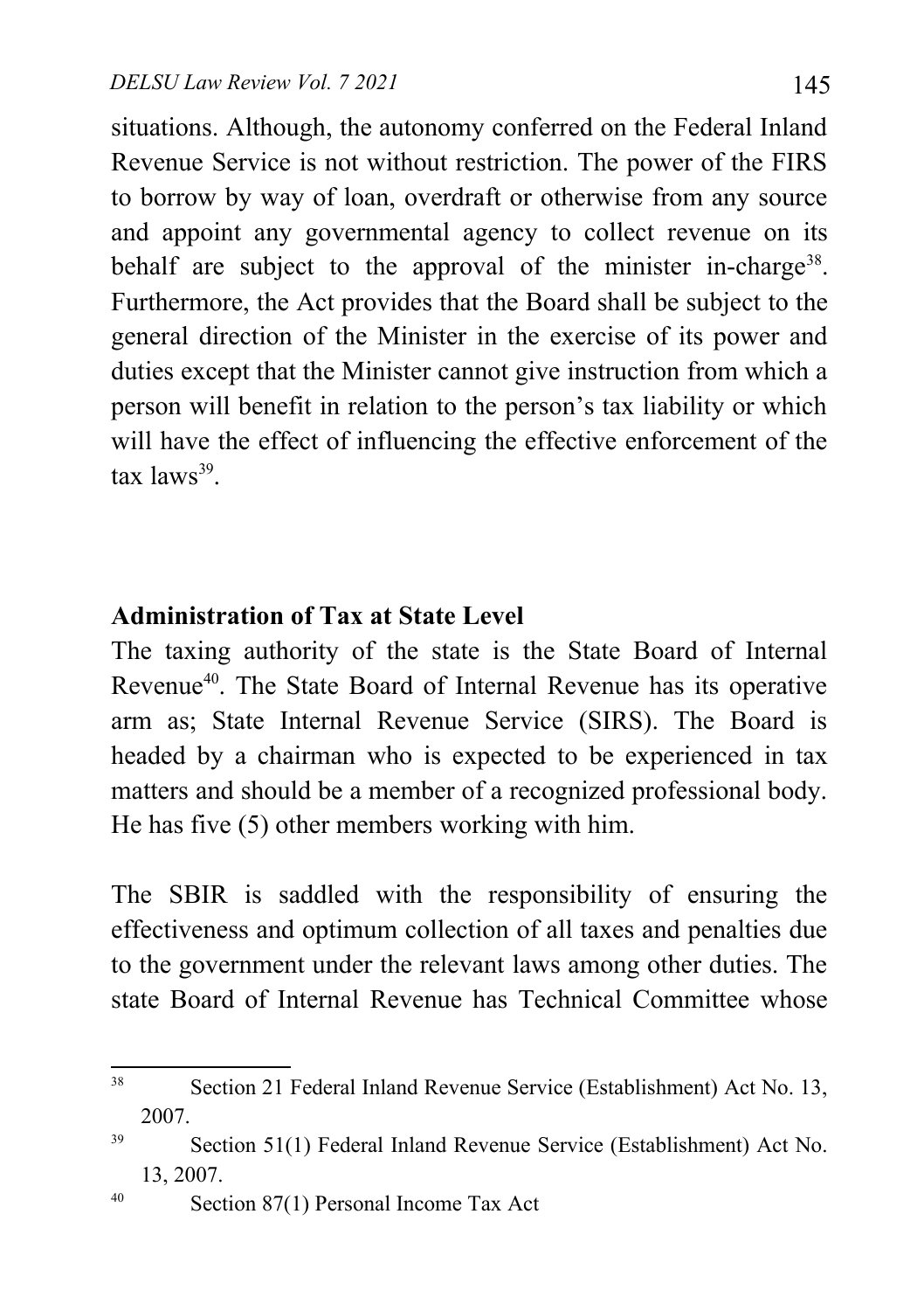situations. Although, the autonomy conferred on the Federal Inland Revenue Service is not without restriction. The power of the FIRS to borrow by way of loan, overdraft or otherwise from any source and appoint any governmental agency to collect revenue on its behalf are subject to the approval of the minister in-charge[38]. Furthermore, the Act provides that the Board shall be subject to the general direction of the Minister in the exercise of its power and duties except that the Minister cannot give instruction from which a person will benefit in relation to the person's tax liability or which will have the effect of influencing the effective enforcement of the tax laws[39].

## Administration of Tax at State Level

The taxing authority of the state is the State Board of Internal Revenue[40]. The State Board of Internal Revenue has its operative arm as; State Internal Revenue Service (SIRS). The Board is headed by a chairman who is expected to be experienced in tax matters and should be a member of a recognized professional body. He has five (5) other members working with him.

The SBIR is saddled with the responsibility of ensuring the effectiveness and optimum collection of all taxes and penalties due to the government under the relevant laws among other duties. The state Board of Internal Revenue has Technical Committee whose

---

[38] Section 21 Federal Inland Revenue Service (Establishment) Act No. 13, 2007.

[39] Section 51(1) Federal Inland Revenue Service (Establishment) Act No. 13, 2007.

[40] Section 87(1) Personal Income Tax Act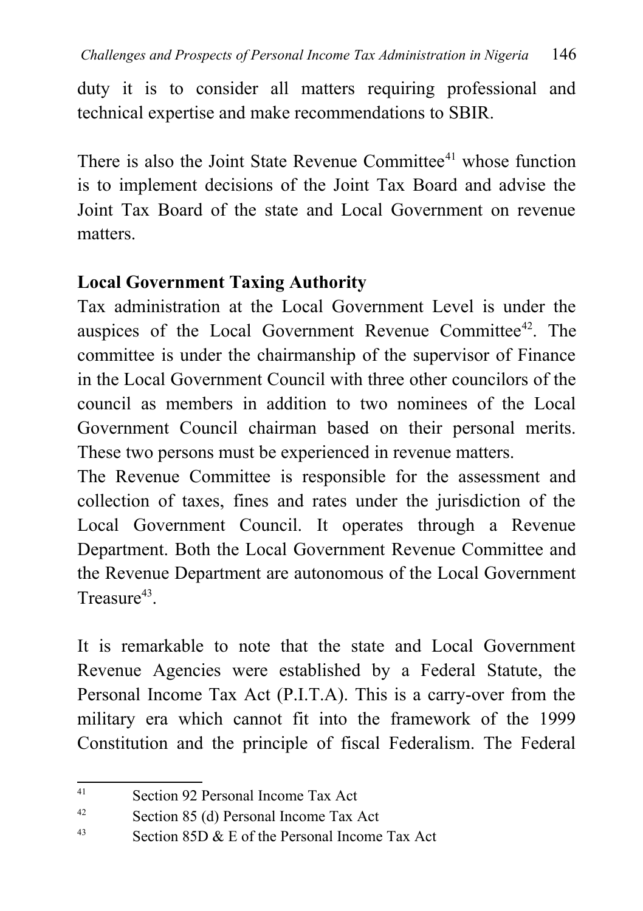duty it is to consider all matters requiring professional and technical expertise and make recommendations to SBIR.

There is also the Joint State Revenue Committee[41] whose function is to implement decisions of the Joint Tax Board and advise the Joint Tax Board of the state and Local Government on revenue matters.

**Local Government Taxing Authority**

Tax administration at the Local Government Level is under the auspices of the Local Government Revenue Committee[42]. The committee is under the chairmanship of the supervisor of Finance in the Local Government Council with three other councilors of the council as members in addition to two nominees of the Local Government Council chairman based on their personal merits. These two persons must be experienced in revenue matters.

The Revenue Committee is responsible for the assessment and collection of taxes, fines and rates under the jurisdiction of the Local Government Council. It operates through a Revenue Department. Both the Local Government Revenue Committee and the Revenue Department are autonomous of the Local Government Treasure[43].

It is remarkable to note that the state and Local Government Revenue Agencies were established by a Federal Statute, the Personal Income Tax Act (P.I.T.A). This is a carry-over from the military era which cannot fit into the framework of the 1999 Constitution and the principle of fiscal Federalism. The Federal

---

[41] Section 92 Personal Income Tax Act

[42] Section 85 (d) Personal Income Tax Act

[43] Section 85D & E of the Personal Income Tax Act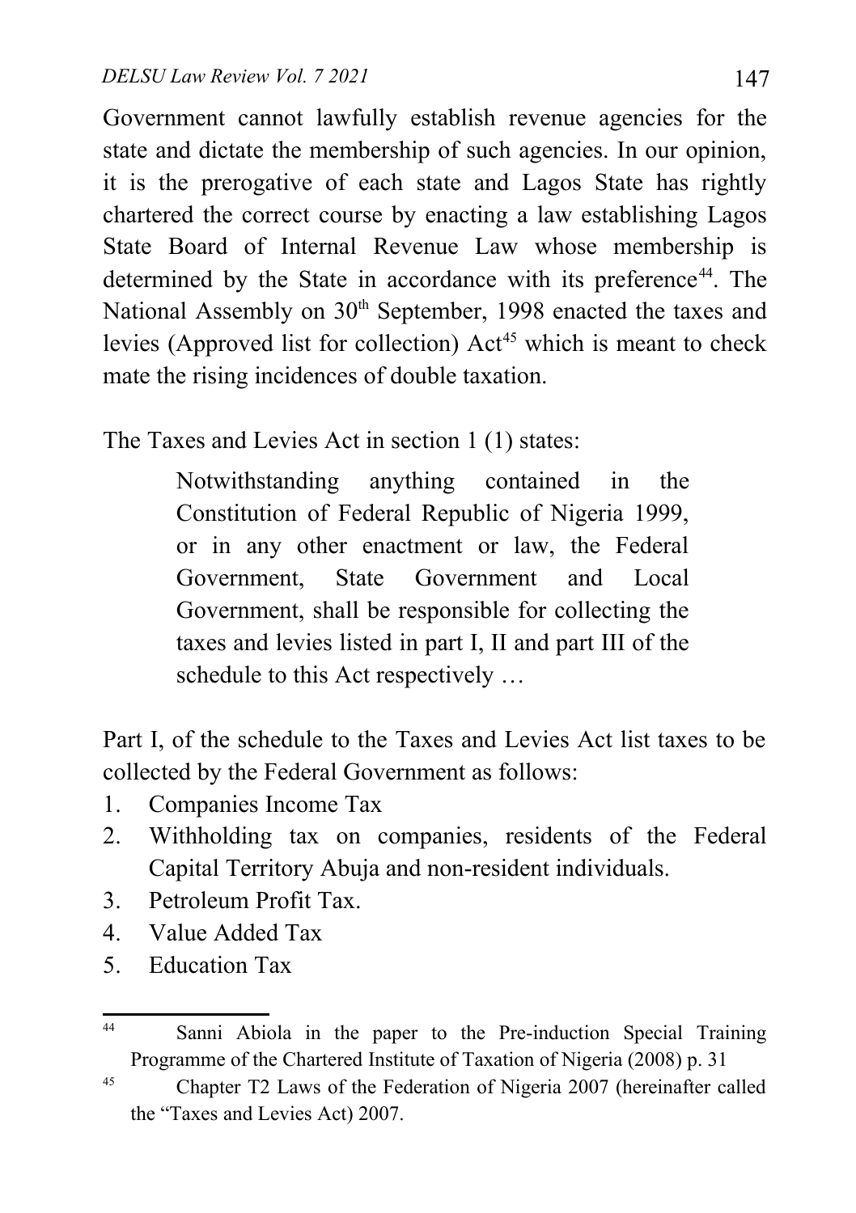Government cannot lawfully establish revenue agencies for the state and dictate the membership of such agencies. In our opinion, it is the prerogative of each state and Lagos State has rightly chartered the correct course by enacting a law establishing Lagos State Board of Internal Revenue Law whose membership is determined by the State in accordance with its preference[44]. The National Assembly on 30th September, 1998 enacted the taxes and levies (Approved list for collection) Act[45] which is meant to check mate the rising incidences of double taxation.

The Taxes and Levies Act in section 1 (1) states:

> Notwithstanding anything contained in the Constitution of Federal Republic of Nigeria 1999, or in any other enactment or law, the Federal Government, State Government and Local Government, shall be responsible for collecting the taxes and levies listed in part I, II and part III of the schedule to this Act respectively …

Part I, of the schedule to the Taxes and Levies Act list taxes to be collected by the Federal Government as follows:

1. Companies Income Tax
2. Withholding tax on companies, residents of the Federal Capital Territory Abuja and non-resident individuals.
3. Petroleum Profit Tax.
4. Value Added Tax
5. Education Tax

---

[44] Sanni Abiola in the paper to the Pre-induction Special Training Programme of the Chartered Institute of Taxation of Nigeria (2008) p. 31

[45] Chapter T2 Laws of the Federation of Nigeria 2007 (hereinafter called the "Taxes and Levies Act) 2007.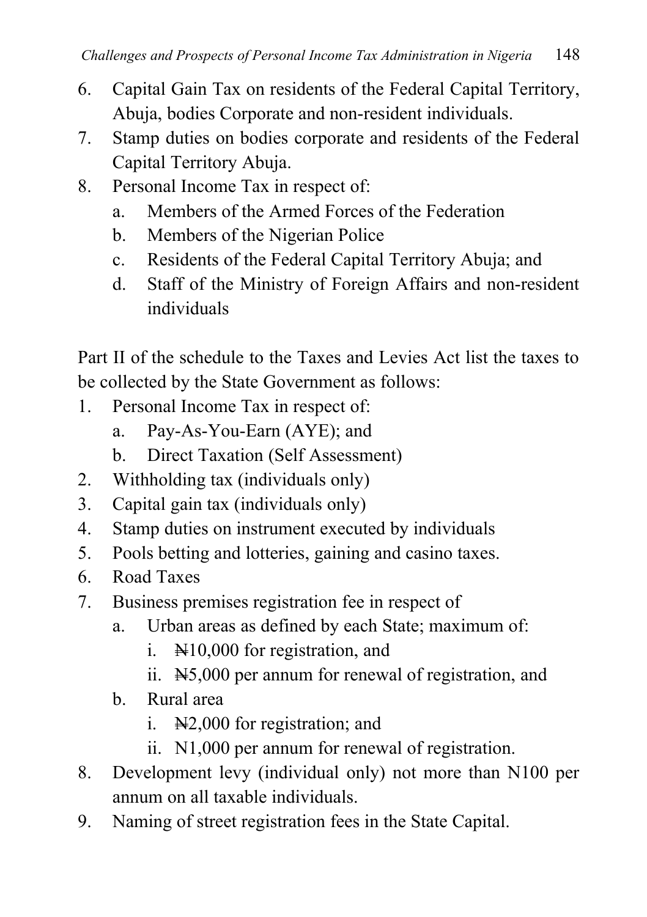6. Capital Gain Tax on residents of the Federal Capital Territory, Abuja, bodies Corporate and non-resident individuals.
7. Stamp duties on bodies corporate and residents of the Federal Capital Territory Abuja.
8. Personal Income Tax in respect of:
   a. Members of the Armed Forces of the Federation
   b. Members of the Nigerian Police
   c. Residents of the Federal Capital Territory Abuja; and
   d. Staff of the Ministry of Foreign Affairs and non-resident individuals

Part II of the schedule to the Taxes and Levies Act list the taxes to be collected by the State Government as follows:

1. Personal Income Tax in respect of:
   a. Pay-As-You-Earn (AYE); and
   b. Direct Taxation (Self Assessment)
2. Withholding tax (individuals only)
3. Capital gain tax (individuals only)
4. Stamp duties on instrument executed by individuals
5. Pools betting and lotteries, gaining and casino taxes.
6. Road Taxes
7. Business premises registration fee in respect of
   a. Urban areas as defined by each State; maximum of:
      i. ₦10,000 for registration, and
      ii. ₦5,000 per annum for renewal of registration, and
   b. Rural area
      i. ₦2,000 for registration; and
      ii. N1,000 per annum for renewal of registration.
8. Development levy (individual only) not more than N100 per annum on all taxable individuals.
9. Naming of street registration fees in the State Capital.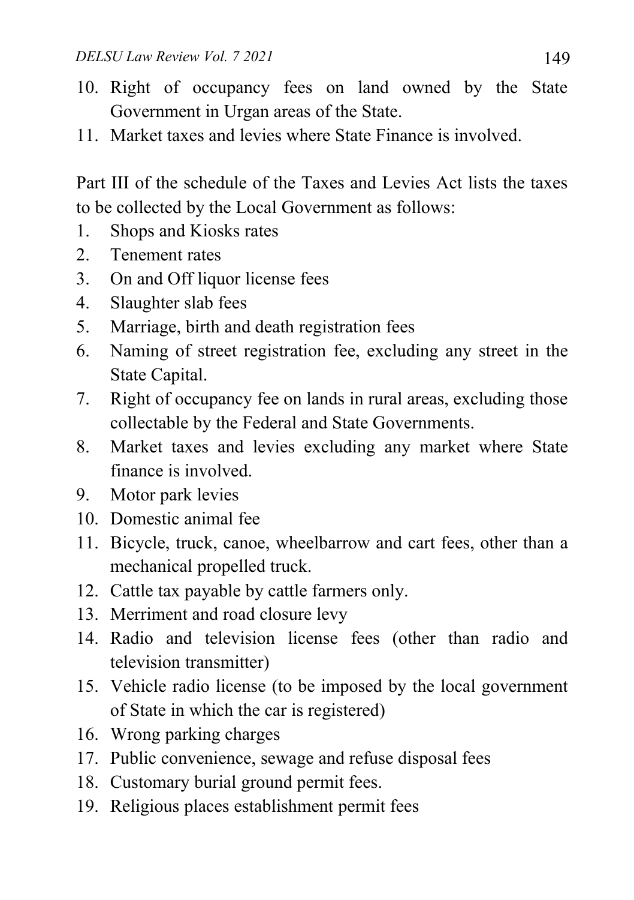10. Right of occupancy fees on land owned by the State Government in Urgan areas of the State.
11. Market taxes and levies where State Finance is involved.

Part III of the schedule of the Taxes and Levies Act lists the taxes to be collected by the Local Government as follows:

1. Shops and Kiosks rates
2. Tenement rates
3. On and Off liquor license fees
4. Slaughter slab fees
5. Marriage, birth and death registration fees
6. Naming of street registration fee, excluding any street in the State Capital.
7. Right of occupancy fee on lands in rural areas, excluding those collectable by the Federal and State Governments.
8. Market taxes and levies excluding any market where State finance is involved.
9. Motor park levies
10. Domestic animal fee
11. Bicycle, truck, canoe, wheelbarrow and cart fees, other than a mechanical propelled truck.
12. Cattle tax payable by cattle farmers only.
13. Merriment and road closure levy
14. Radio and television license fees (other than radio and television transmitter)
15. Vehicle radio license (to be imposed by the local government of State in which the car is registered)
16. Wrong parking charges
17. Public convenience, sewage and refuse disposal fees
18. Customary burial ground permit fees.
19. Religious places establishment permit fees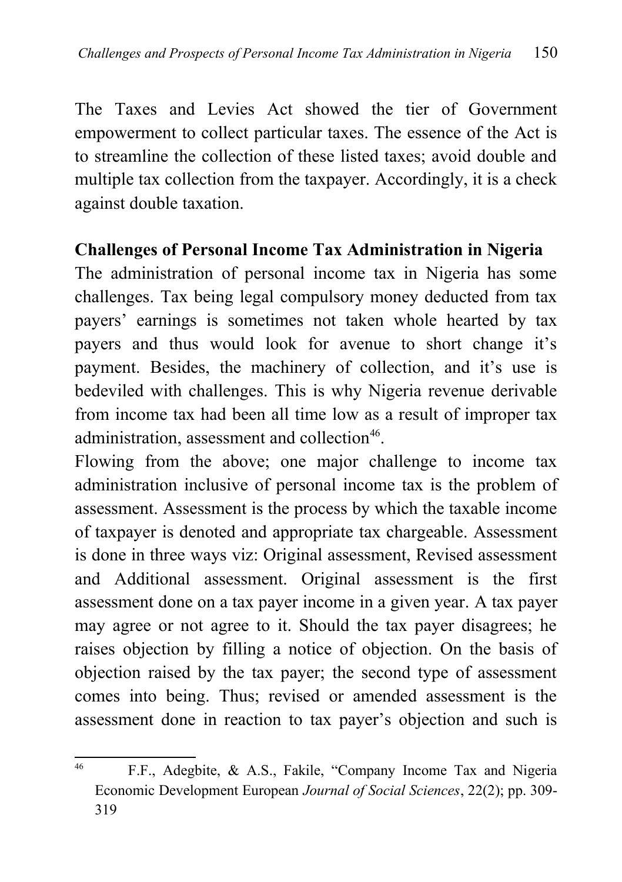The Taxes and Levies Act showed the tier of Government empowerment to collect particular taxes. The essence of the Act is to streamline the collection of these listed taxes; avoid double and multiple tax collection from the taxpayer. Accordingly, it is a check against double taxation.

## Challenges of Personal Income Tax Administration in Nigeria

The administration of personal income tax in Nigeria has some challenges. Tax being legal compulsory money deducted from tax payers' earnings is sometimes not taken whole hearted by tax payers and thus would look for avenue to short change it's payment. Besides, the machinery of collection, and it's use is bedeviled with challenges. This is why Nigeria revenue derivable from income tax had been all time low as a result of improper tax administration, assessment and collection[46].

Flowing from the above; one major challenge to income tax administration inclusive of personal income tax is the problem of assessment. Assessment is the process by which the taxable income of taxpayer is denoted and appropriate tax chargeable. Assessment is done in three ways viz: Original assessment, Revised assessment and Additional assessment. Original assessment is the first assessment done on a tax payer income in a given year. A tax payer may agree or not agree to it. Should the tax payer disagrees; he raises objection by filling a notice of objection. On the basis of objection raised by the tax payer; the second type of assessment comes into being. Thus; revised or amended assessment is the assessment done in reaction to tax payer's objection and such is

---

[46] F.F., Adegbite, & A.S., Fakile, "Company Income Tax and Nigeria Economic Development European *Journal of Social Sciences*, 22(2); pp. 309-319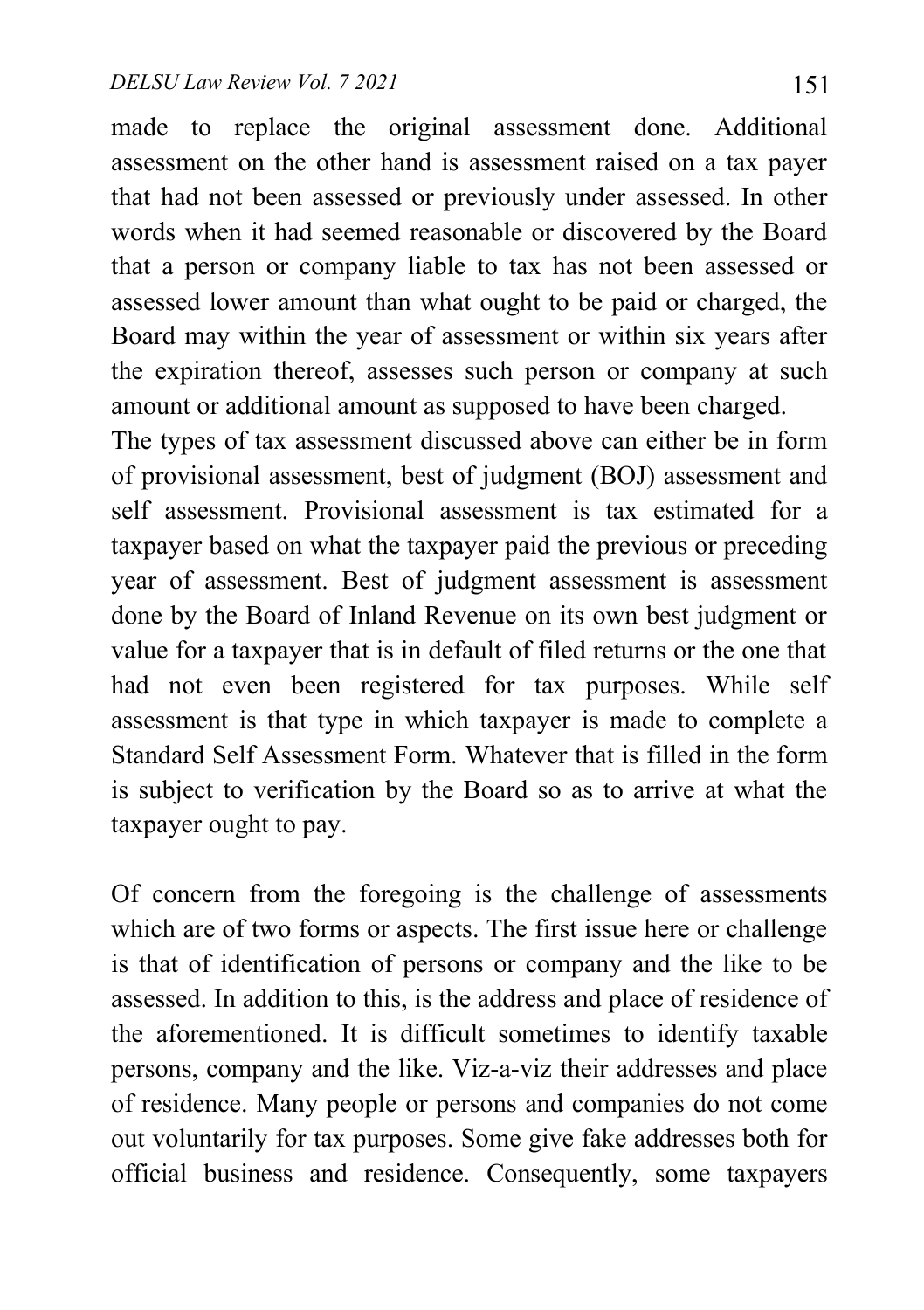made to replace the original assessment done. Additional assessment on the other hand is assessment raised on a tax payer that had not been assessed or previously under assessed. In other words when it had seemed reasonable or discovered by the Board that a person or company liable to tax has not been assessed or assessed lower amount than what ought to be paid or charged, the Board may within the year of assessment or within six years after the expiration thereof, assesses such person or company at such amount or additional amount as supposed to have been charged.
The types of tax assessment discussed above can either be in form of provisional assessment, best of judgment (BOJ) assessment and self assessment. Provisional assessment is tax estimated for a taxpayer based on what the taxpayer paid the previous or preceding year of assessment. Best of judgment assessment is assessment done by the Board of Inland Revenue on its own best judgment or value for a taxpayer that is in default of filed returns or the one that had not even been registered for tax purposes. While self assessment is that type in which taxpayer is made to complete a Standard Self Assessment Form. Whatever that is filled in the form is subject to verification by the Board so as to arrive at what the taxpayer ought to pay.

Of concern from the foregoing is the challenge of assessments which are of two forms or aspects. The first issue here or challenge is that of identification of persons or company and the like to be assessed. In addition to this, is the address and place of residence of the aforementioned. It is difficult sometimes to identify taxable persons, company and the like. Viz-a-viz their addresses and place of residence. Many people or persons and companies do not come out voluntarily for tax purposes. Some give fake addresses both for official business and residence. Consequently, some taxpayers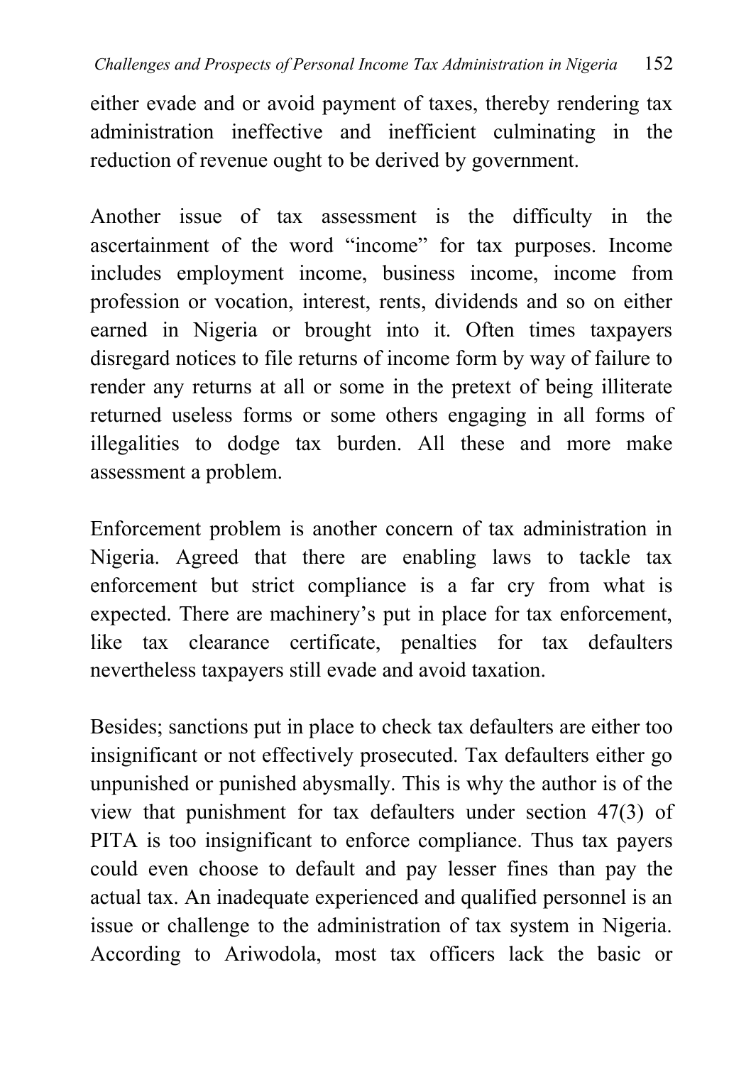either evade and or avoid payment of taxes, thereby rendering tax administration ineffective and inefficient culminating in the reduction of revenue ought to be derived by government.

Another issue of tax assessment is the difficulty in the ascertainment of the word "income" for tax purposes. Income includes employment income, business income, income from profession or vocation, interest, rents, dividends and so on either earned in Nigeria or brought into it. Often times taxpayers disregard notices to file returns of income form by way of failure to render any returns at all or some in the pretext of being illiterate returned useless forms or some others engaging in all forms of illegalities to dodge tax burden. All these and more make assessment a problem.

Enforcement problem is another concern of tax administration in Nigeria. Agreed that there are enabling laws to tackle tax enforcement but strict compliance is a far cry from what is expected. There are machinery's put in place for tax enforcement, like tax clearance certificate, penalties for tax defaulters nevertheless taxpayers still evade and avoid taxation.

Besides; sanctions put in place to check tax defaulters are either too insignificant or not effectively prosecuted. Tax defaulters either go unpunished or punished abysmally. This is why the author is of the view that punishment for tax defaulters under section 47(3) of PITA is too insignificant to enforce compliance. Thus tax payers could even choose to default and pay lesser fines than pay the actual tax. An inadequate experienced and qualified personnel is an issue or challenge to the administration of tax system in Nigeria. According to Ariwodola, most tax officers lack the basic or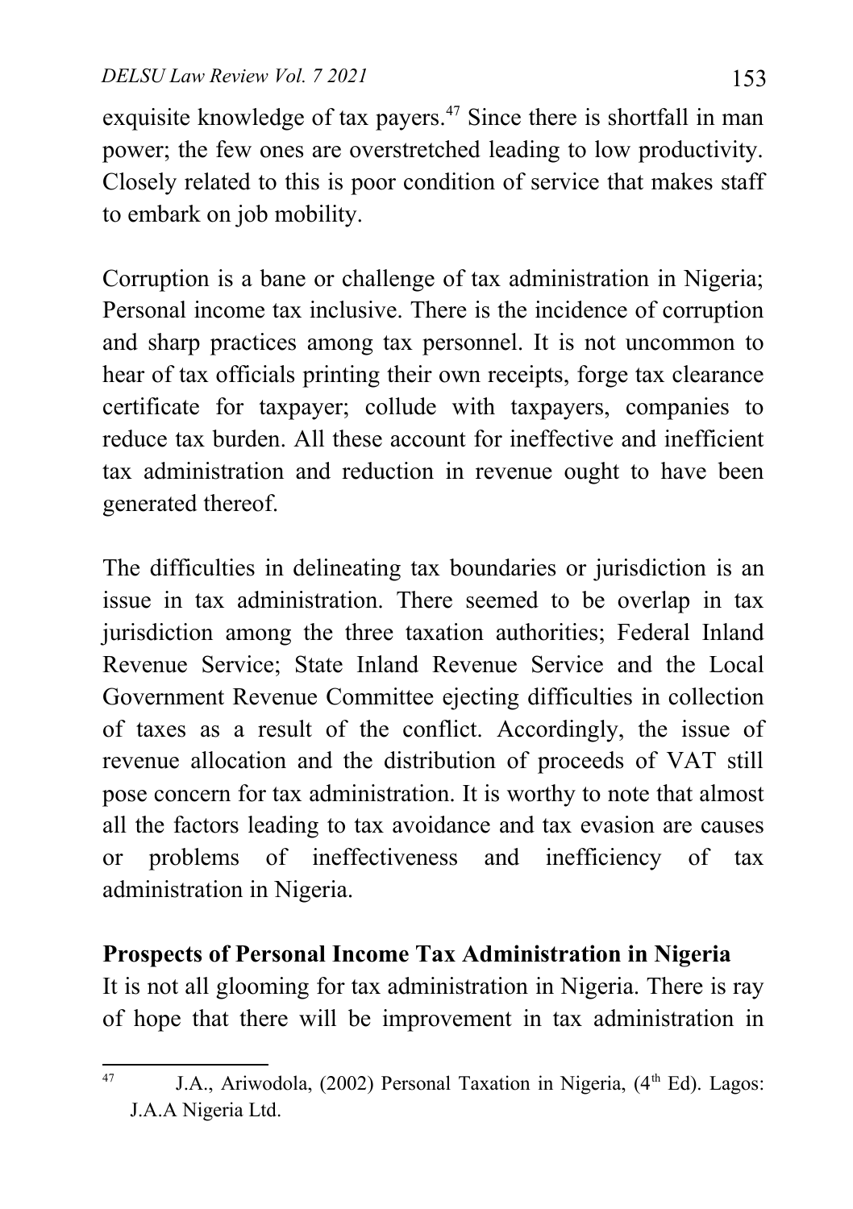exquisite knowledge of tax payers.[47] Since there is shortfall in man power; the few ones are overstretched leading to low productivity. Closely related to this is poor condition of service that makes staff to embark on job mobility.

Corruption is a bane or challenge of tax administration in Nigeria; Personal income tax inclusive. There is the incidence of corruption and sharp practices among tax personnel. It is not uncommon to hear of tax officials printing their own receipts, forge tax clearance certificate for taxpayer; collude with taxpayers, companies to reduce tax burden. All these account for ineffective and inefficient tax administration and reduction in revenue ought to have been generated thereof.

The difficulties in delineating tax boundaries or jurisdiction is an issue in tax administration. There seemed to be overlap in tax jurisdiction among the three taxation authorities; Federal Inland Revenue Service; State Inland Revenue Service and the Local Government Revenue Committee ejecting difficulties in collection of taxes as a result of the conflict. Accordingly, the issue of revenue allocation and the distribution of proceeds of VAT still pose concern for tax administration. It is worthy to note that almost all the factors leading to tax avoidance and tax evasion are causes or problems of ineffectiveness and inefficiency of tax administration in Nigeria.

**Prospects of Personal Income Tax Administration in Nigeria**

It is not all glooming for tax administration in Nigeria. There is ray of hope that there will be improvement in tax administration in

---

[47] J.A., Ariwodola, (2002) Personal Taxation in Nigeria, (4th Ed). Lagos: J.A.A Nigeria Ltd.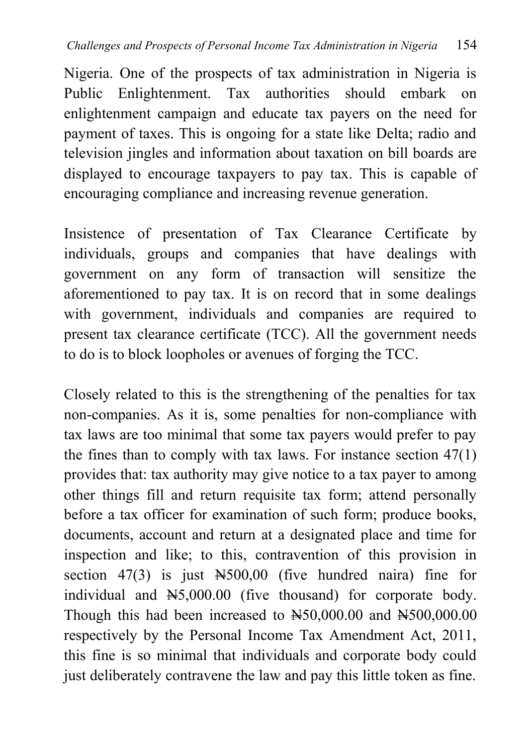Nigeria. One of the prospects of tax administration in Nigeria is Public Enlightenment. Tax authorities should embark on enlightenment campaign and educate tax payers on the need for payment of taxes. This is ongoing for a state like Delta; radio and television jingles and information about taxation on bill boards are displayed to encourage taxpayers to pay tax. This is capable of encouraging compliance and increasing revenue generation.

Insistence of presentation of Tax Clearance Certificate by individuals, groups and companies that have dealings with government on any form of transaction will sensitize the aforementioned to pay tax. It is on record that in some dealings with government, individuals and companies are required to present tax clearance certificate (TCC). All the government needs to do is to block loopholes or avenues of forging the TCC.

Closely related to this is the strengthening of the penalties for tax non-companies. As it is, some penalties for non-compliance with tax laws are too minimal that some tax payers would prefer to pay the fines than to comply with tax laws. For instance section 47(1) provides that: tax authority may give notice to a tax payer to among other things fill and return requisite tax form; attend personally before a tax officer for examination of such form; produce books, documents, account and return at a designated place and time for inspection and like; to this, contravention of this provision in section 47(3) is just ₦500,00 (five hundred naira) fine for individual and ₦5,000.00 (five thousand) for corporate body. Though this had been increased to ₦50,000.00 and ₦500,000.00 respectively by the Personal Income Tax Amendment Act, 2011, this fine is so minimal that individuals and corporate body could just deliberately contravene the law and pay this little token as fine.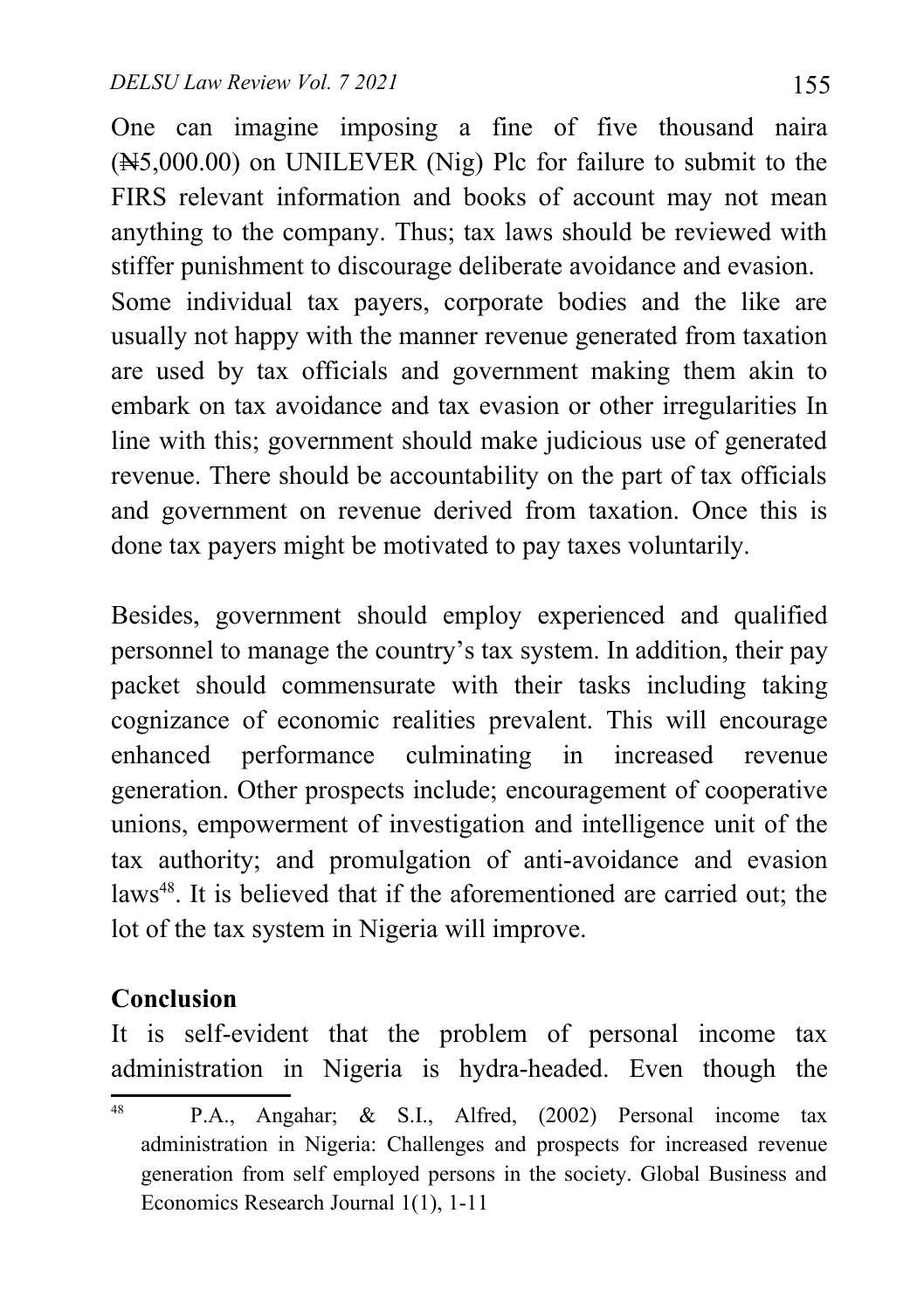One can imagine imposing a fine of five thousand naira (₦5,000.00) on UNILEVER (Nig) Plc for failure to submit to the FIRS relevant information and books of account may not mean anything to the company. Thus; tax laws should be reviewed with stiffer punishment to discourage deliberate avoidance and evasion. Some individual tax payers, corporate bodies and the like are usually not happy with the manner revenue generated from taxation are used by tax officials and government making them akin to embark on tax avoidance and tax evasion or other irregularities In line with this; government should make judicious use of generated revenue. There should be accountability on the part of tax officials and government on revenue derived from taxation. Once this is done tax payers might be motivated to pay taxes voluntarily.

Besides, government should employ experienced and qualified personnel to manage the country's tax system. In addition, their pay packet should commensurate with their tasks including taking cognizance of economic realities prevalent. This will encourage enhanced performance culminating in increased revenue generation. Other prospects include; encouragement of cooperative unions, empowerment of investigation and intelligence unit of the tax authority; and promulgation of anti-avoidance and evasion laws[48]. It is believed that if the aforementioned are carried out; the lot of the tax system in Nigeria will improve.

## Conclusion

It is self-evident that the problem of personal income tax administration in Nigeria is hydra-headed. Even though the

---

[48] P.A., Angahar; & S.I., Alfred, (2002) Personal income tax administration in Nigeria: Challenges and prospects for increased revenue generation from self employed persons in the society. Global Business and Economics Research Journal 1(1), 1-11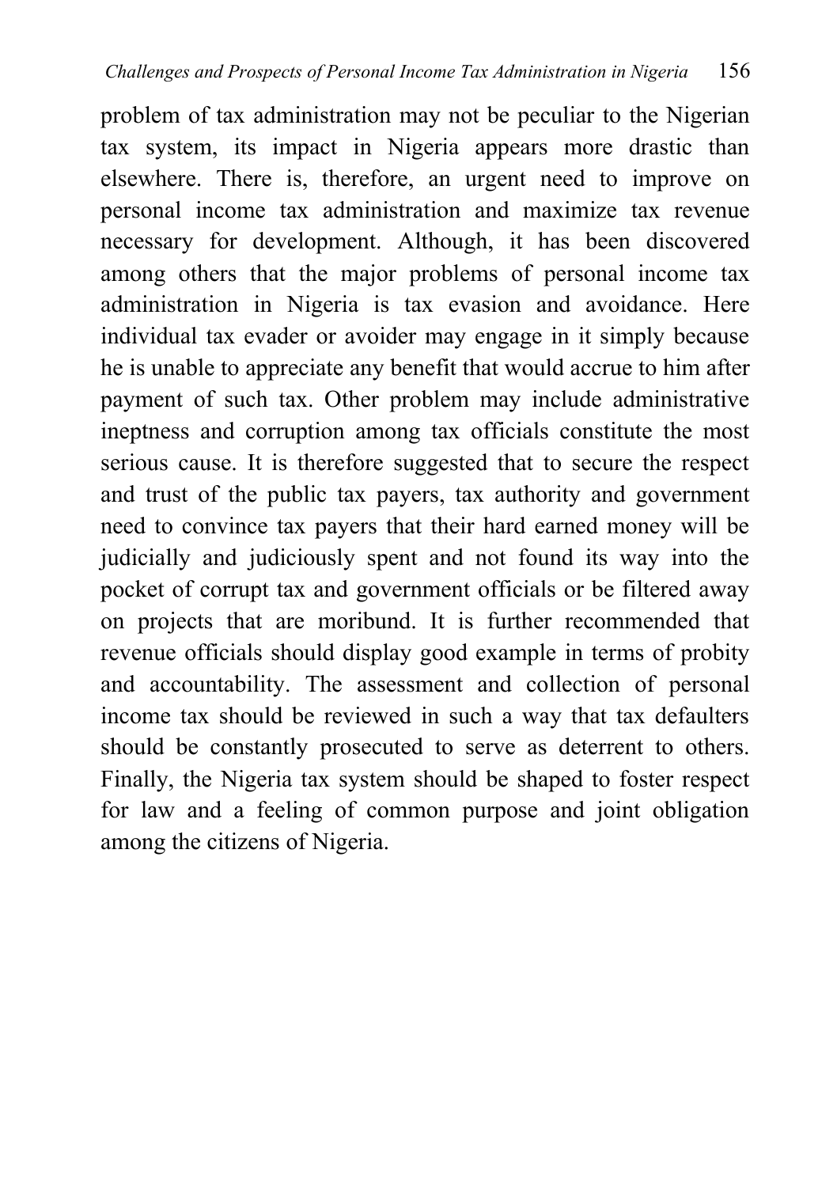problem of tax administration may not be peculiar to the Nigerian tax system, its impact in Nigeria appears more drastic than elsewhere. There is, therefore, an urgent need to improve on personal income tax administration and maximize tax revenue necessary for development. Although, it has been discovered among others that the major problems of personal income tax administration in Nigeria is tax evasion and avoidance. Here individual tax evader or avoider may engage in it simply because he is unable to appreciate any benefit that would accrue to him after payment of such tax. Other problem may include administrative ineptness and corruption among tax officials constitute the most serious cause. It is therefore suggested that to secure the respect and trust of the public tax payers, tax authority and government need to convince tax payers that their hard earned money will be judicially and judiciously spent and not found its way into the pocket of corrupt tax and government officials or be filtered away on projects that are moribund. It is further recommended that revenue officials should display good example in terms of probity and accountability. The assessment and collection of personal income tax should be reviewed in such a way that tax defaulters should be constantly prosecuted to serve as deterrent to others. Finally, the Nigeria tax system should be shaped to foster respect for law and a feeling of common purpose and joint obligation among the citizens of Nigeria.